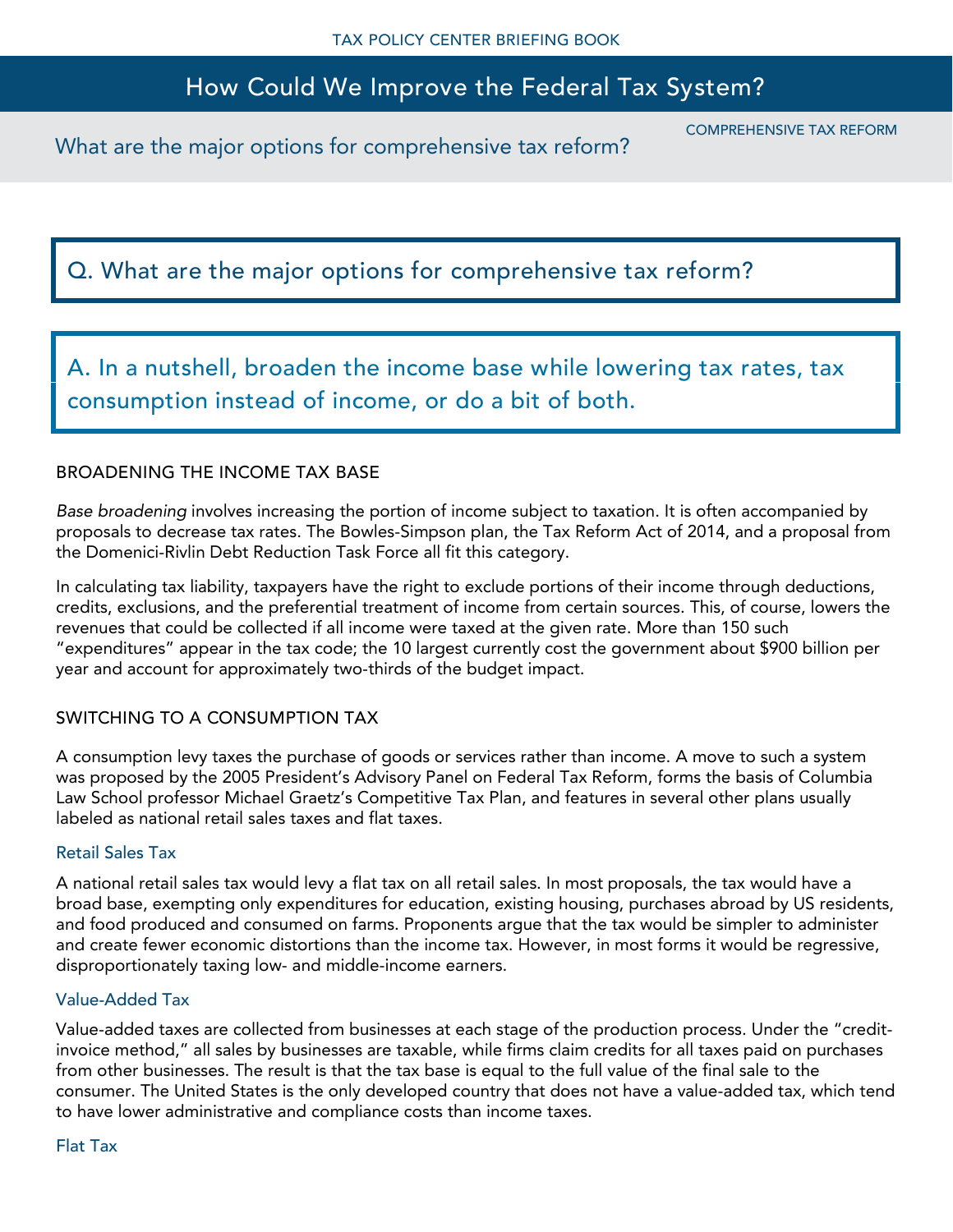# How Could We Improve the Federal Tax System?

COMPREHENSIVE TAX REFORM

## What are the major options for comprehensive tax reform?

## Q. What are the major options for comprehensive tax reform?

## A. In a nutshell, broaden the income base while lowering tax rates, tax consumption instead of income, or do a bit of both.

### BROADENING THE INCOME TAX BASE

*Base broadening* involves increasing the portion of income subject to taxation. It is often accompanied by proposals to decrease tax rates. The Bowles-Simpson plan, the Tax Reform Act of 2014, and a proposal from the Domenici-Rivlin Debt Reduction Task Force all fit this category.

In calculating tax liability, taxpayers have the right to exclude portions of their income through deductions, credits, exclusions, and the preferential treatment of income from certain sources. This, of course, lowers the revenues that could be collected if all income were taxed at the given rate. More than 150 such "expenditures" appear in the tax code; the 10 largest currently cost the government about $900 billion per year and account for approximately two-thirds of the budget impact.

### SWITCHING TO A CONSUMPTION TAX

A consumption levy taxes the purchase of goods or services rather than income. A move to such a system was proposed by the 2005 President's Advisory Panel on Federal Tax Reform, forms the basis of Columbia Law School professor Michael Graetz's Competitive Tax Plan, and features in several other plans usually labeled as national retail sales taxes and flat taxes.

#### Retail Sales Tax

A national retail sales tax would levy a flat tax on all retail sales. In most proposals, the tax would have a broad base, exempting only expenditures for education, existing housing, purchases abroad by US residents, and food produced and consumed on farms. Proponents argue that the tax would be simpler to administer and create fewer economic distortions than the income tax. However, in most forms it would be regressive, disproportionately taxing low- and middle-income earners.

#### Value-Added Tax

Value-added taxes are collected from businesses at each stage of the production process. Under the "credit-invoice method," all sales by businesses are taxable, while firms claim credits for all taxes paid on purchases from other businesses. The result is that the tax base is equal to the full value of the final sale to the consumer. The United States is the only developed country that does not have a value-added tax, which tend to have lower administrative and compliance costs than income taxes.

#### Flat Tax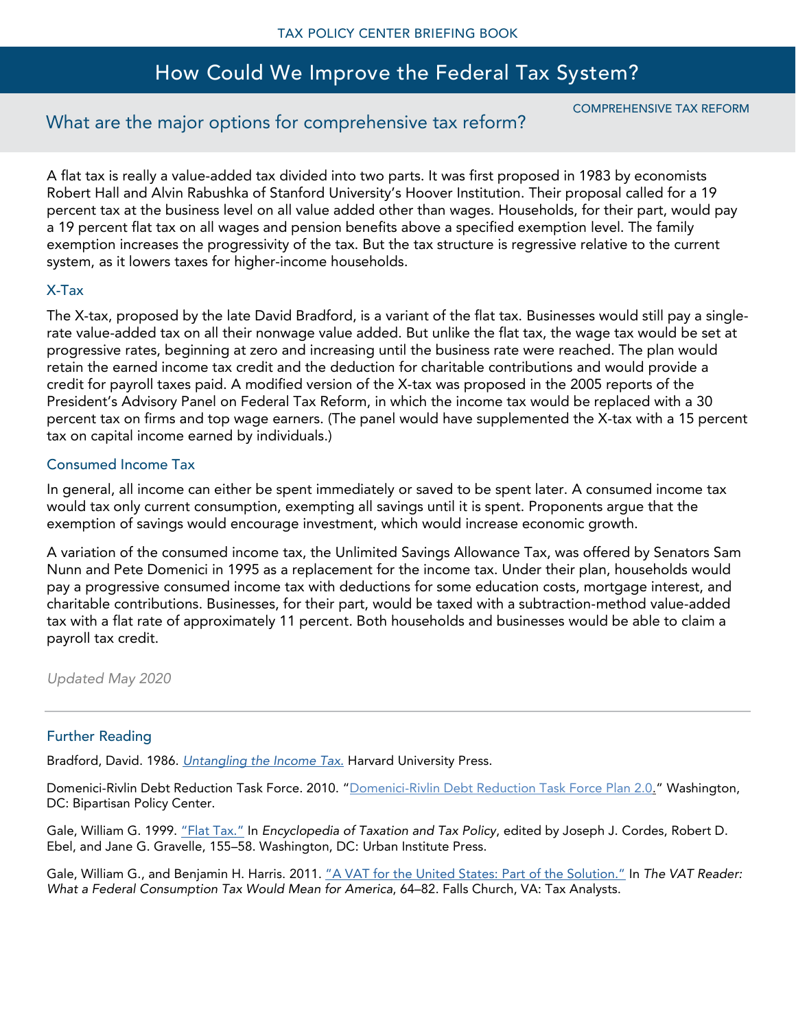A flat tax is really a value-added tax divided into two parts. It was first proposed in 1983 by economists Robert Hall and Alvin Rabushka of Stanford University's Hoover Institution. Their proposal called for a 19 percent tax at the business level on all value added other than wages. Households, for their part, would pay a 19 percent flat tax on all wages and pension benefits above a specified exemption level. The family exemption increases the progressivity of the tax. But the tax structure is regressive relative to the current system, as it lowers taxes for higher-income households.

### X-Tax

The X-tax, proposed by the late David Bradford, is a variant of the flat tax. Businesses would still pay a single-rate value-added tax on all their nonwage value added. But unlike the flat tax, the wage tax would be set at progressive rates, beginning at zero and increasing until the business rate were reached. The plan would retain the earned income tax credit and the deduction for charitable contributions and would provide a credit for payroll taxes paid. A modified version of the X-tax was proposed in the 2005 reports of the President's Advisory Panel on Federal Tax Reform, in which the income tax would be replaced with a 30 percent tax on firms and top wage earners. (The panel would have supplemented the X-tax with a 15 percent tax on capital income earned by individuals.)

### Consumed Income Tax

In general, all income can either be spent immediately or saved to be spent later. A consumed income tax would tax only current consumption, exempting all savings until it is spent. Proponents argue that the exemption of savings would encourage investment, which would increase economic growth.

A variation of the consumed income tax, the Unlimited Savings Allowance Tax, was offered by Senators Sam Nunn and Pete Domenici in 1995 as a replacement for the income tax. Under their plan, households would pay a progressive consumed income tax with deductions for some education costs, mortgage interest, and charitable contributions. Businesses, for their part, would be taxed with a subtraction-method value-added tax with a flat rate of approximately 11 percent. Both households and businesses would be able to claim a payroll tax credit.

*Updated May 2020*

---

### Further Reading

Bradford, David. 1986. *Untangling the Income Tax.* Harvard University Press.

Domenici-Rivlin Debt Reduction Task Force. 2010. "Domenici-Rivlin Debt Reduction Task Force Plan 2.0." Washington, DC: Bipartisan Policy Center.

Gale, William G. 1999. "Flat Tax." In *Encyclopedia of Taxation and Tax Policy*, edited by Joseph J. Cordes, Robert D. Ebel, and Jane G. Gravelle, 155–58. Washington, DC: Urban Institute Press.

Gale, William G., and Benjamin H. Harris. 2011. "A VAT for the United States: Part of the Solution." In *The VAT Reader: What a Federal Consumption Tax Would Mean for America*, 64–82. Falls Church, VA: Tax Analysts.